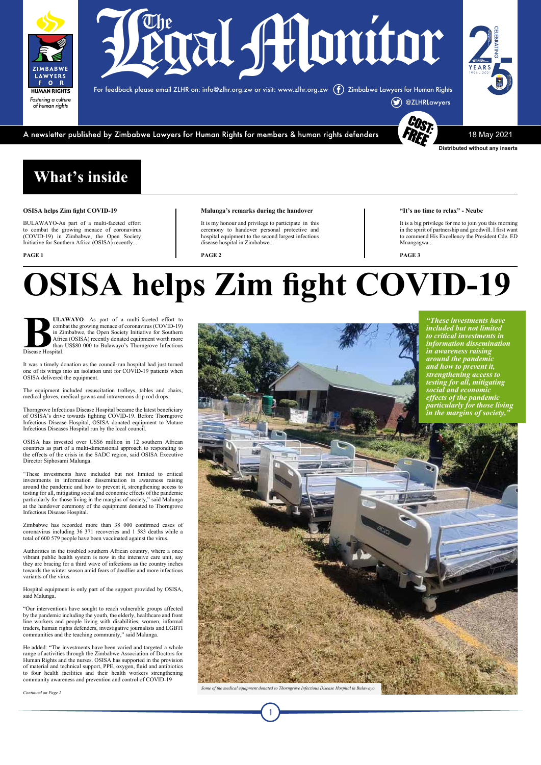# The Legal Monitor

ZIMBABWE LAWYERS FOR HUMAN RIGHTS

*Fostering a culture of human rights*

For feedback please email ZLHR on: info@zlhr.org.zw or visit: www.zlhr.org.zw Zimbabwe Lawyers for Human Rights @ZLHRLawyers

CELEBRATING 25 YEARS 1996 - 2021

A newsletter published by Zimbabwe Lawyers for Human Rights for members & human rights defenders

COST: FREE

18 May 2021

**Distributed without any inserts**

## What's inside

**OSISA helps Zim fight COVID-19**

BULAWAYO-As part of a multi-faceted effort to combat the growing menace of coronavirus (COVID-19) in Zimbabwe, the Open Society Initiative for Southern Africa (OSISA) recently...

**PAGE 1**

**Malunga's remarks during the handover**

It is my honour and privilege to participate in this ceremony to handover personal protective and hospital equipment to the second largest infectious disease hospital in Zimbabwe...

**PAGE 2**

**"It's no time to relax" - Ncube**

It is a big privilege for me to join you this morning in the spirit of partnership and goodwill. I first want to commend His Excellency the President Cde. ED Mnangagwa...

**PAGE 3**

# OSISA helps Zim fight COVID-19

**BULAWAYO**- As part of a multi-faceted effort to combat the growing menace of coronavirus (COVID-19) in Zimbabwe, the Open Society Initiative for Southern Africa (OSISA) recently donated equipment worth more than US$80 000 to Bulawayo's Thorngrove Infectious Disease Hospital.

It was a timely donation as the council-run hospital had just turned one of its wings into an isolation unit for COVID-19 patients when OSISA delivered the equipment.

The equipment included resuscitation trolleys, tables and chairs, medical gloves, medical gowns and intravenous drip rod drops.

Thorngrove Infectious Disease Hospital became the latest beneficiary of OSISA's drive towards fighting COVID-19. Before Thorngrove Infectious Disease Hospital, OSISA donated equipment to Mutare Infectious Diseases Hospital run by the local council.

OSISA has invested over US$6 million in 12 southern African countries as part of a multi-dimensional approach to responding to the effects of the crisis in the SADC region, said OSISA Executive Director Siphosami Malunga.

"These investments have included but not limited to critical investments in information dissemination in awareness raising around the pandemic and how to prevent it, strengthening access to testing for all, mitigating social and economic effects of the pandemic particularly for those living in the margins of society," said Malunga at the handover ceremony of the equipment donated to Thorngrove Infectious Disease Hospital.

Zimbabwe has recorded more than 38 000 confirmed cases of coronavirus including 36 371 recoveries and 1 583 deaths while a total of 600 579 people have been vaccinated against the virus.

Authorities in the troubled southern African country, where a once vibrant public health system is now in the intensive care unit, say they are bracing for a third wave of infections as the country inches towards the winter season amid fears of deadlier and more infectious variants of the virus.

Hospital equipment is only part of the support provided by OSISA, said Malunga.

"Our interventions have sought to reach vulnerable groups affected by the pandemic including the youth, the elderly, healthcare and front line workers and people living with disabilities, women, informal traders, human rights defenders, investigative journalists and LGBTI communities and the teaching community," said Malunga.

He added: "The investments have been varied and targeted a whole range of activities through the Zimbabwe Association of Doctors for Human Rights and the nurses. OSISA has supported in the provision of material and technical support, PPE, oxygen, fluid and antibiotics to four health facilities and their health workers strengthening community awareness and prevention and control of COVID-19

*Continued on Page 2*

***"These investments have included but not limited to critical investments in information dissemination in awareness raising around the pandemic and how to prevent it, strengthening access to testing for all, mitigating social and economic effects of the pandemic particularly for those living in the margins of society,"***

*Some of the medical equipment donated to Thorngrove Infectious Disease Hospital in Bulawayo.*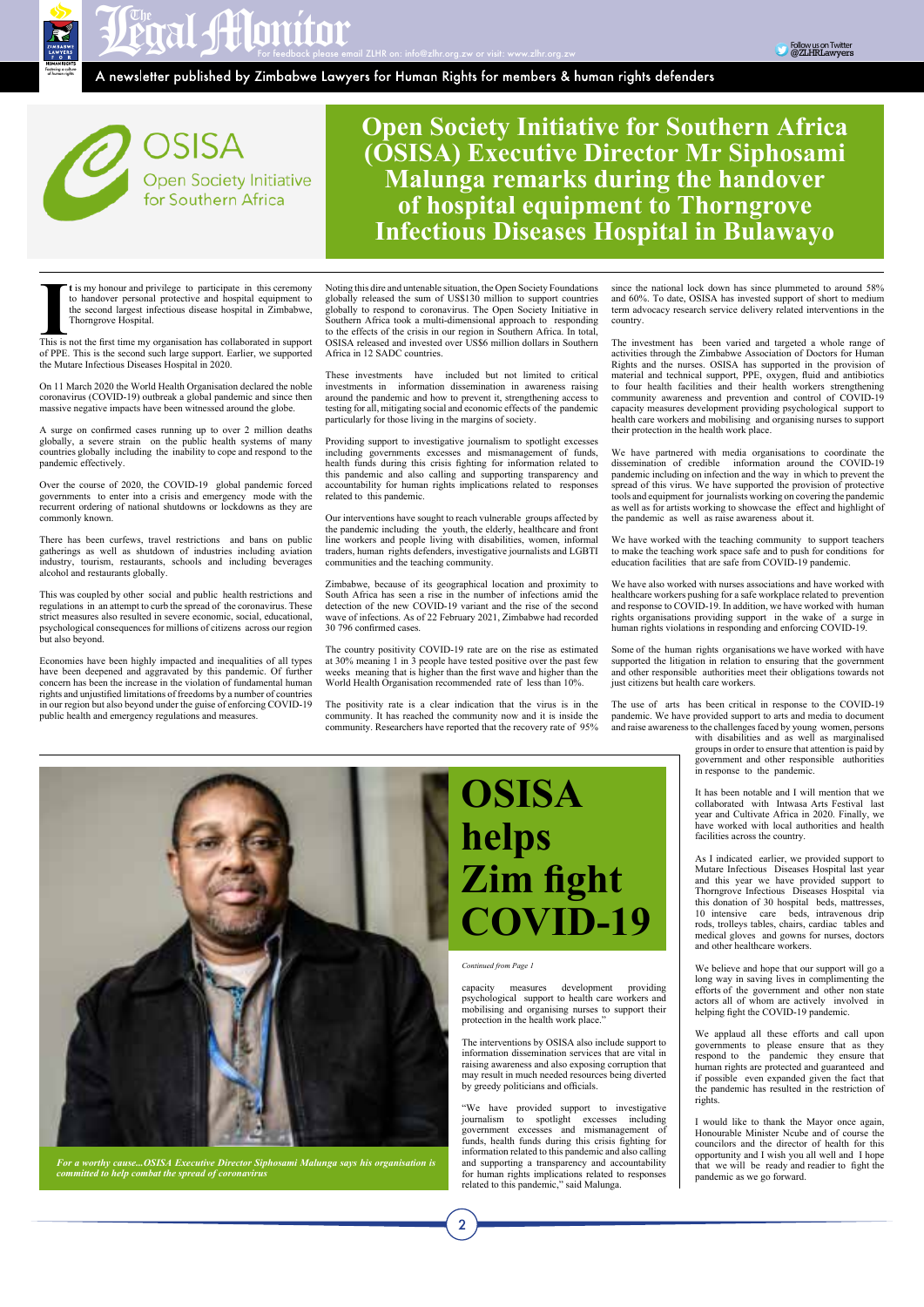# Open Society Initiative for Southern Africa (OSISA) Executive Director Mr Siphosami Malunga remarks during the handover of hospital equipment to Thorngrove Infectious Diseases Hospital in Bulawayo

It is my honour and privilege to participate in this ceremony to handover personal protective and hospital equipment to the second largest infectious disease hospital in Zimbabwe, Thorngrove Hospital.

This is not the first time my organisation has collaborated in support of PPE. This is the second such large support. Earlier, we supported the Mutare Infectious Diseases Hospital in 2020.

On 11 March 2020 the World Health Organisation declared the noble coronavirus (COVID-19) outbreak a global pandemic and since then massive negative impacts have been witnessed around the globe.

A surge on confirmed cases running up to over 2 million deaths globally, a severe strain on the public health systems of many countries globally including the inability to cope and respond to the pandemic effectively.

Over the course of 2020, the COVID-19 global pandemic forced governments to enter into a crisis and emergency mode with the recurrent ordering of national shutdowns or lockdowns as they are commonly known.

There has been curfews, travel restrictions and bans on public gatherings as well as shutdown of industries including aviation industry, tourism, restaurants, schools and including beverages alcohol and restaurants globally.

This was coupled by other social and public health restrictions and regulations in an attempt to curb the spread of the coronavirus. These strict measures also resulted in severe economic, social, educational, psychological consequences for millions of citizens across our region but also beyond.

Economies have been highly impacted and inequalities of all types have been deepened and aggravated by this pandemic. Of further concern has been the increase in the violation of fundamental human rights and unjustified limitations of freedoms by a number of countries in our region but also beyond under the guise of enforcing COVID-19 public health and emergency regulations and measures.

Noting this dire and untenable situation, the Open Society Foundations globally released the sum of US$130 million to support countries globally to respond to coronavirus. The Open Society Initiative in Southern Africa took a multi-dimensional approach to responding to the effects of the crisis in our region in Southern Africa. In total, OSISA released and invested over US$6 million dollars in Southern Africa in 12 SADC countries.

These investments have included but not limited to critical investments in information dissemination in awareness raising around the pandemic and how to prevent it, strengthening access to testing for all, mitigating social and economic effects of the pandemic particularly for those living in the margins of society.

Providing support to investigative journalism to spotlight excesses including governments excesses and mismanagement of funds, health funds during this crisis fighting for information related to this pandemic and also calling and supporting transparency and accountability for human rights implications related to responses related to this pandemic.

Our interventions have sought to reach vulnerable groups affected by the pandemic including the youth, the elderly, healthcare and front line workers and people living with disabilities, women, informal traders, human rights defenders, investigative journalists and LGBTI communities and the teaching community.

Zimbabwe, because of its geographical location and proximity to South Africa has seen a rise in the number of infections amid the detection of the new COVID-19 variant and the rise of the second wave of infections. As of 22 February 2021, Zimbabwe had recorded 30 796 confirmed cases.

The country positivity COVID-19 rate are on the rise as estimated at 30% meaning 1 in 3 people have tested positive over the past few weeks meaning that is higher than the first wave and higher than the World Health Organisation recommended rate of less than 10%.

The positivity rate is a clear indication that the virus is in the community. It has reached the community now and it is inside the community. Researchers have reported that the recovery rate of 95% since the national lock down has since plummeted to around 58% and 60%. To date, OSISA has invested support of short to medium term advocacy research service delivery related interventions in the country.

The investment has been varied and targeted a whole range of activities through the Zimbabwe Association of Doctors for Human Rights and the nurses. OSISA has supported in the provision of material and technical support, PPE, oxygen, fluid and antibiotics to four health facilities and their health workers strengthening community awareness and prevention and control of COVID-19 capacity measures development providing psychological support to health care workers and mobilising and organising nurses to support their protection in the health work place.

We have partnered with media organisations to coordinate the dissemination of credible information around the COVID-19 pandemic including on infection and the way in which to prevent the spread of this virus. We have supported the provision of protective tools and equipment for journalists working on covering the pandemic as well as for artists working to showcase the effect and highlight of the pandemic as well as raise awareness about it.

We have worked with the teaching community to support teachers to make the teaching work space safe and to push for conditions for education facilities that are safe from COVID-19 pandemic.

We have also worked with nurses associations and have worked with healthcare workers pushing for a safe workplace related to prevention and response to COVID-19. In addition, we have worked with human rights organisations providing support in the wake of a surge in human rights violations in responding and enforcing COVID-19.

Some of the human rights organisations we have worked with have supported the litigation in relation to ensuring that the government and other responsible authorities meet their obligations towards not just citizens but health care workers.

The use of arts has been critical in response to the COVID-19 pandemic. We have provided support to arts and media to document and raise awareness to the challenges faced by young women, persons with disabilities and as well as marginalised groups in order to ensure that attention is paid by government and other responsible authorities in response to the pandemic.

It has been notable and I will mention that we collaborated with Intwasa Arts Festival last year and Cultivate Africa in 2020. Finally, we have worked with local authorities and health facilities across the country.

As I indicated earlier, we provided support to Mutare Infectious Diseases Hospital last year and this year we have provided support to Thorngrove Infectious Diseases Hospital via this donation of 30 hospital beds, mattresses, 10 intensive care beds, intravenous drip rods, trolleys tables, chairs, cardiac tables and medical gloves and gowns for nurses, doctors and other healthcare workers.

We believe and hope that our support will go a long way in saving lives in complimenting the efforts of the government and other non state actors all of whom are actively involved in helping fight the COVID-19 pandemic.

We applaud all these efforts and call upon governments to please ensure that as they respond to the pandemic they ensure that human rights are protected and guaranteed and if possible even expanded given the fact that the pandemic has resulted in the restriction of rights.

I would like to thank the Mayor once again, Honourable Minister Ncube and of course the councilors and the director of health for this opportunity and I wish you all well and I hope that we will be ready and readier to fight the pandemic as we go forward.

# OSISA helps Zim fight COVID-19

*For a worthy cause...OSISA Executive Director Siphosami Malunga says his organisation is committed to help combat the spread of coronavirus*

*Continued from Page 1*

capacity measures development providing psychological support to health care workers and mobilising and organising nurses to support their protection in the health work place."

The interventions by OSISA also include support to information dissemination services that are vital in raising awareness and also exposing corruption that may result in much needed resources being diverted by greedy politicians and officials.

"We have provided support to investigative journalism to spotlight excesses including government excesses and mismanagement of funds, health funds during this crisis fighting for information related to this pandemic and also calling and supporting a transparency and accountability for human rights implications related to responses related to this pandemic," said Malunga.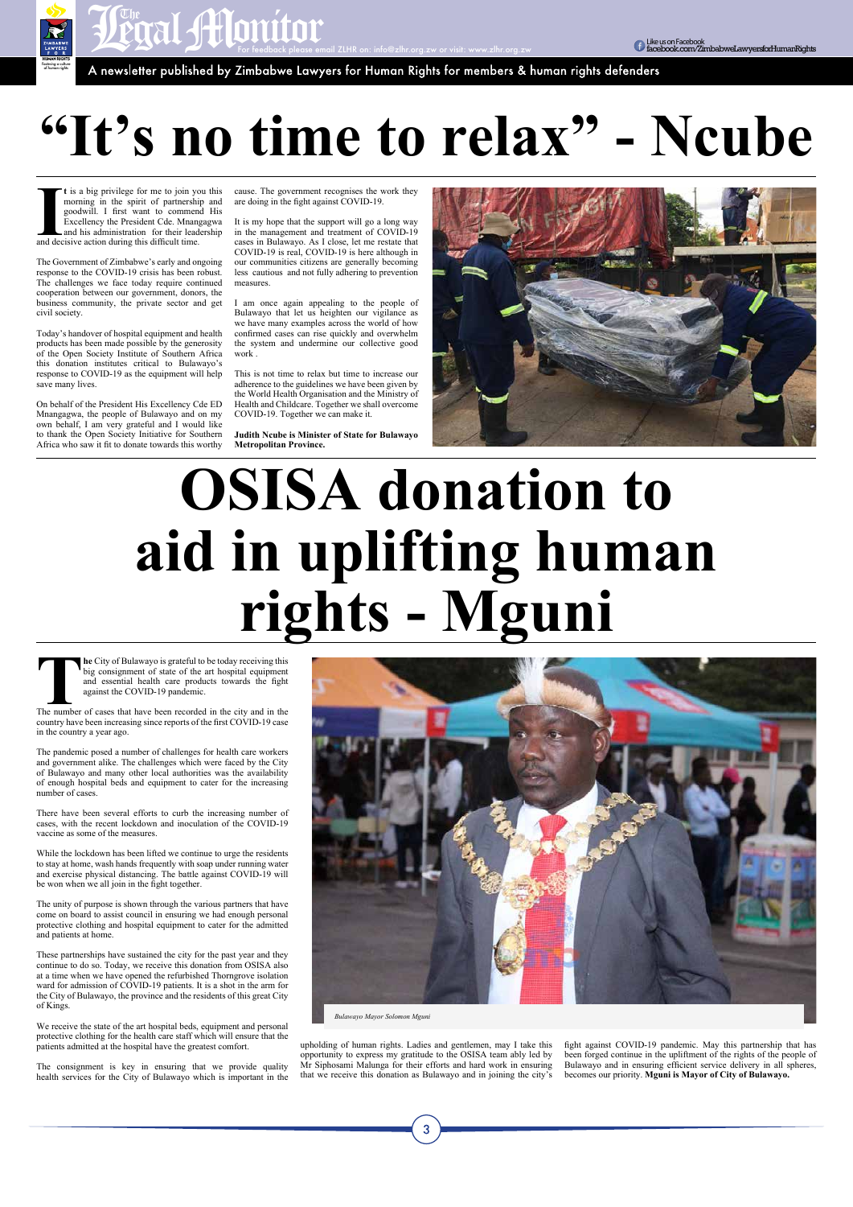# "It's no time to relax" - Ncube

It is a big privilege for me to join you this morning in the spirit of partnership and goodwill. I first want to commend His Excellency the President Cde. Mnangagwa and his administration for their leadership and decisive action during this difficult time.

The Government of Zimbabwe's early and ongoing response to the COVID-19 crisis has been robust. The challenges we face today require continued cooperation between our government, donors, the business community, the private sector and get civil society.

Today's handover of hospital equipment and health products has been made possible by the generosity of the Open Society Institute of Southern Africa this donation institutes critical to Bulawayo's response to COVID-19 as the equipment will help save many lives.

On behalf of the President His Excellency Cde ED Mnangagwa, the people of Bulawayo and on my own behalf, I am very grateful and I would like to thank the Open Society Initiative for Southern Africa who saw it fit to donate towards this worthy cause. The government recognises the work they are doing in the fight against COVID-19.

It is my hope that the support will go a long way in the management and treatment of COVID-19 cases in Bulawayo. As I close, let me restate that COVID-19 is real, COVID-19 is here although in our communities citizens are generally becoming less cautious and not fully adhering to prevention measures.

I am once again appealing to the people of Bulawayo that let us heighten our vigilance as we have many examples across the world of how confirmed cases can rise quickly and overwhelm the system and undermine our collective good work .

This is not time to relax but time to increase our adherence to the guidelines we have been given by the World Health Organisation and the Ministry of Health and Childcare. Together we shall overcome COVID-19. Together we can make it.

**Judith Ncube is Minister of State for Bulawayo Metropolitan Province.**

# OSISA donation to aid in uplifting human rights - Mguni

The City of Bulawayo is grateful to be today receiving this big consignment of state of the art hospital equipment and essential health care products towards the fight against the COVID-19 pandemic.

The number of cases that have been recorded in the city and in the country have been increasing since reports of the first COVID-19 case in the country a year ago.

The pandemic posed a number of challenges for health care workers and government alike. The challenges which were faced by the City of Bulawayo and many other local authorities was the availability of enough hospital beds and equipment to cater for the increasing number of cases.

There have been several efforts to curb the increasing number of cases, with the recent lockdown and inoculation of the COVID-19 vaccine as some of the measures.

While the lockdown has been lifted we continue to urge the residents to stay at home, wash hands frequently with soap under running water and exercise physical distancing. The battle against COVID-19 will be won when we all join in the fight together.

The unity of purpose is shown through the various partners that have come on board to assist council in ensuring we had enough personal protective clothing and hospital equipment to cater for the admitted and patients at home.

These partnerships have sustained the city for the past year and they continue to do so. Today, we receive this donation from OSISA also at a time when we have opened the refurbished Thorngrove isolation ward for admission of COVID-19 patients. It is a shot in the arm for the City of Bulawayo, the province and the residents of this great City of Kings.

We receive the state of the art hospital beds, equipment and personal protective clothing for the health care staff which will ensure that the patients admitted at the hospital have the greatest comfort.

The consignment is key in ensuring that we provide quality health services for the City of Bulawayo which is important in the upholding of human rights. Ladies and gentlemen, may I take this opportunity to express my gratitude to the OSISA team ably led by Mr Siphosami Malunga for their efforts and hard work in ensuring that we receive this donation as Bulawayo and in joining the city's fight against COVID-19 pandemic. May this partnership that has been forged continue in the upliftment of the rights of the people of Bulawayo and in ensuring efficient service delivery in all spheres, becomes our priority. **Mguni is Mayor of City of Bulawayo.**

*Bulawayo Mayor Solomon Mguni*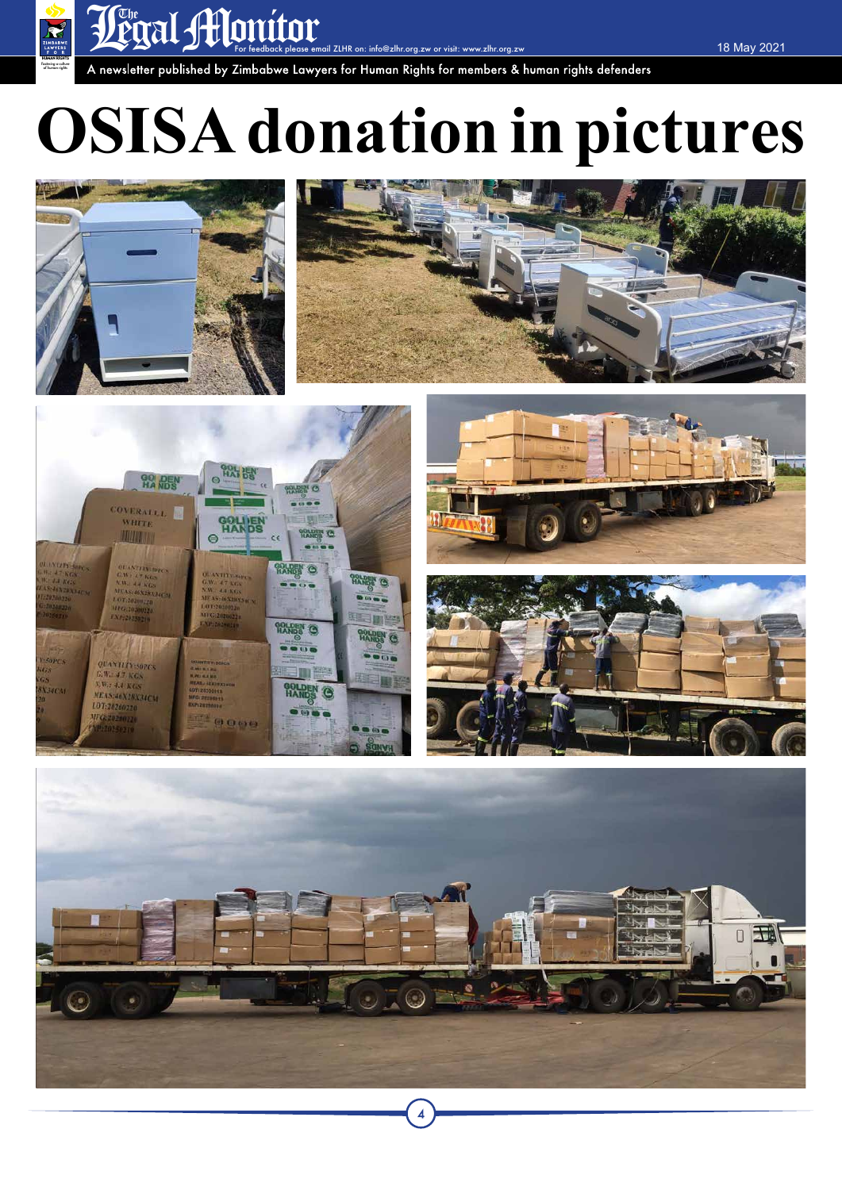# OSISA donation in pictures